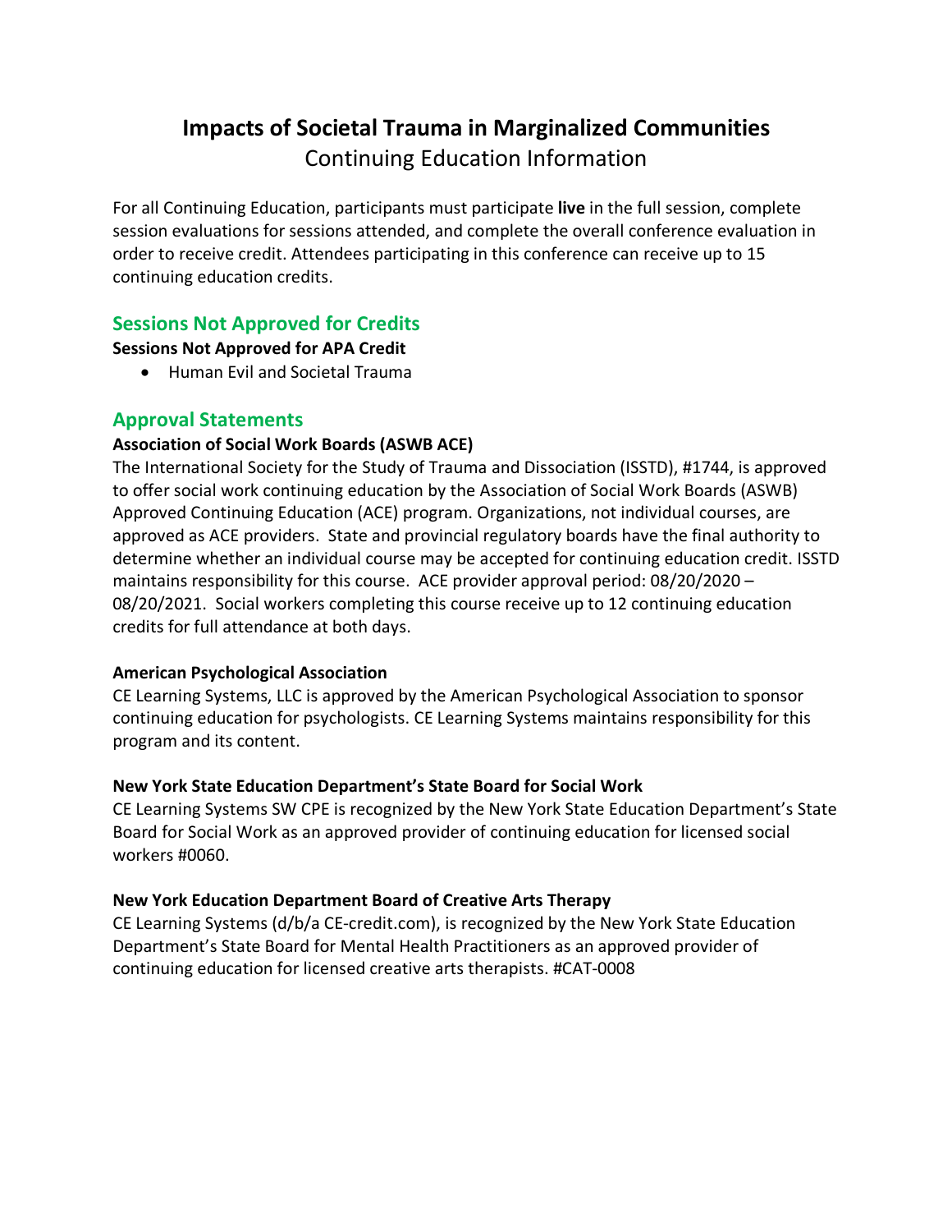# Impacts of Societal Trauma in Marginalized Communities

Continuing Education Information

For all Continuing Education, participants must participate **live** in the full session, complete session evaluations for sessions attended, and complete the overall conference evaluation in order to receive credit. Attendees participating in this conference can receive up to 15 continuing education credits.

## Sessions Not Approved for Credits

**Sessions Not Approved for APA Credit**

- Human Evil and Societal Trauma

## Approval Statements

**Association of Social Work Boards (ASWB ACE)**

The International Society for the Study of Trauma and Dissociation (ISSTD), #1744, is approved to offer social work continuing education by the Association of Social Work Boards (ASWB) Approved Continuing Education (ACE) program. Organizations, not individual courses, are approved as ACE providers. State and provincial regulatory boards have the final authority to determine whether an individual course may be accepted for continuing education credit. ISSTD maintains responsibility for this course. ACE provider approval period: 08/20/2020 – 08/20/2021. Social workers completing this course receive up to 12 continuing education credits for full attendance at both days.

**American Psychological Association**

CE Learning Systems, LLC is approved by the American Psychological Association to sponsor continuing education for psychologists. CE Learning Systems maintains responsibility for this program and its content.

**New York State Education Department's State Board for Social Work**

CE Learning Systems SW CPE is recognized by the New York State Education Department's State Board for Social Work as an approved provider of continuing education for licensed social workers #0060.

**New York Education Department Board of Creative Arts Therapy**

CE Learning Systems (d/b/a CE-credit.com), is recognized by the New York State Education Department's State Board for Mental Health Practitioners as an approved provider of continuing education for licensed creative arts therapists. #CAT-0008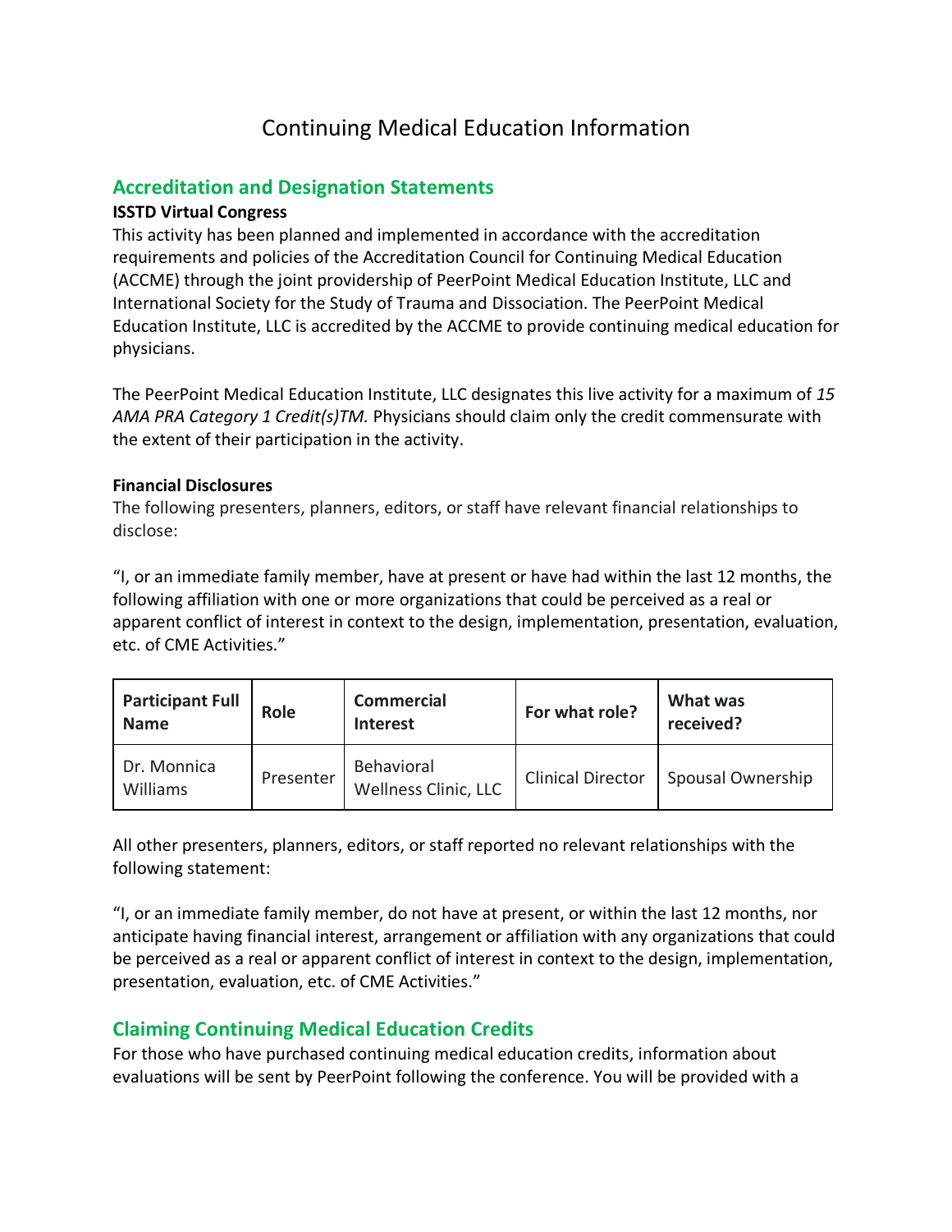# Continuing Medical Education Information

## Accreditation and Designation Statements

**ISSTD Virtual Congress**

This activity has been planned and implemented in accordance with the accreditation requirements and policies of the Accreditation Council for Continuing Medical Education (ACCME) through the joint providership of PeerPoint Medical Education Institute, LLC and International Society for the Study of Trauma and Dissociation. The PeerPoint Medical Education Institute, LLC is accredited by the ACCME to provide continuing medical education for physicians.

The PeerPoint Medical Education Institute, LLC designates this live activity for a maximum of *15 AMA PRA Category 1 Credit(s)TM.* Physicians should claim only the credit commensurate with the extent of their participation in the activity.

**Financial Disclosures**

The following presenters, planners, editors, or staff have relevant financial relationships to disclose:

"I, or an immediate family member, have at present or have had within the last 12 months, the following affiliation with one or more organizations that could be perceived as a real or apparent conflict of interest in context to the design, implementation, presentation, evaluation, etc. of CME Activities."

| Participant Full Name | Role | Commercial Interest | For what role? | What was received? |
|---|---|---|---|---|
| Dr. Monnica Williams | Presenter | Behavioral Wellness Clinic, LLC | Clinical Director | Spousal Ownership |

All other presenters, planners, editors, or staff reported no relevant relationships with the following statement:

"I, or an immediate family member, do not have at present, or within the last 12 months, nor anticipate having financial interest, arrangement or affiliation with any organizations that could be perceived as a real or apparent conflict of interest in context to the design, implementation, presentation, evaluation, etc. of CME Activities."

## Claiming Continuing Medical Education Credits

For those who have purchased continuing medical education credits, information about evaluations will be sent by PeerPoint following the conference. You will be provided with a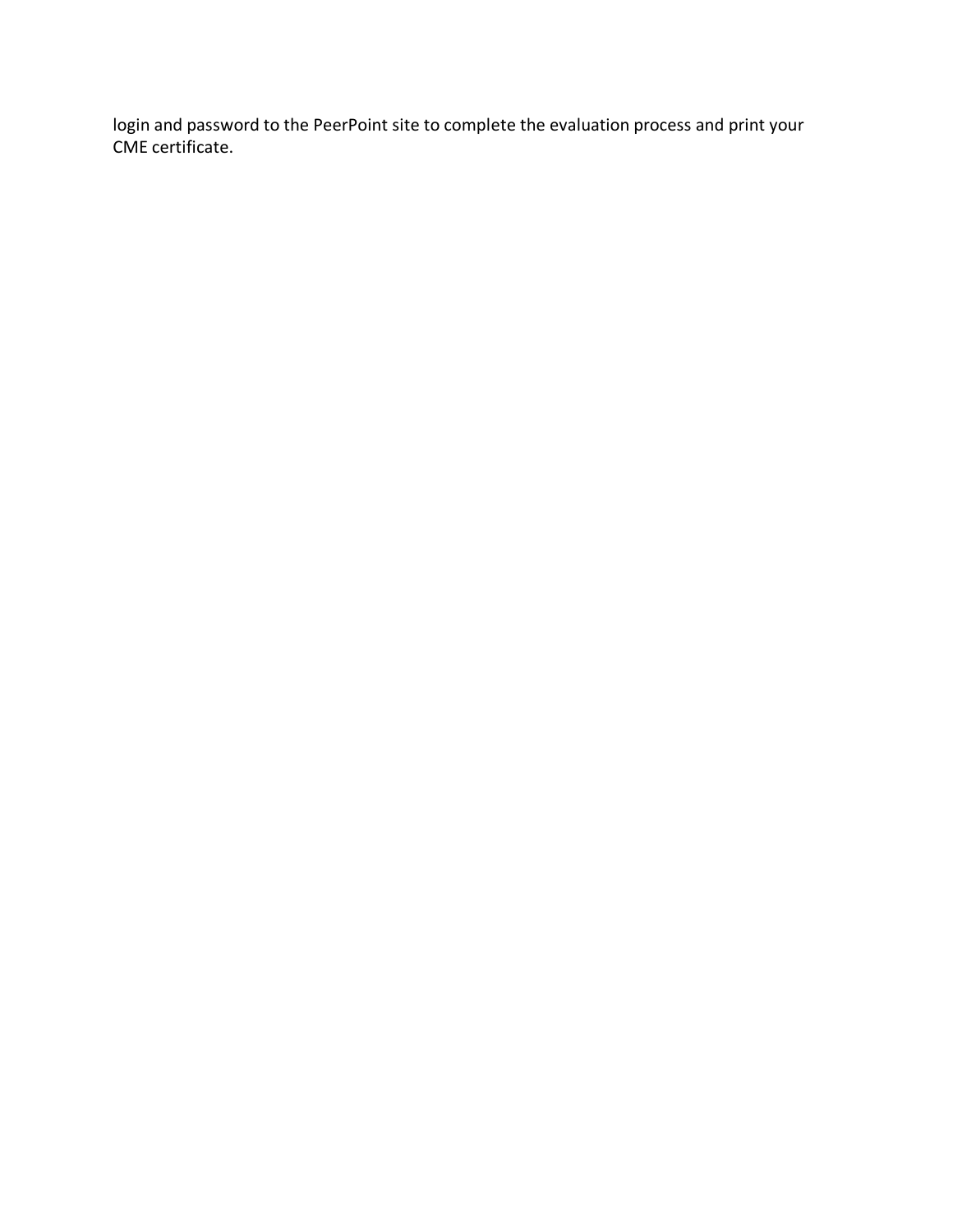login and password to the PeerPoint site to complete the evaluation process and print your CME certificate.